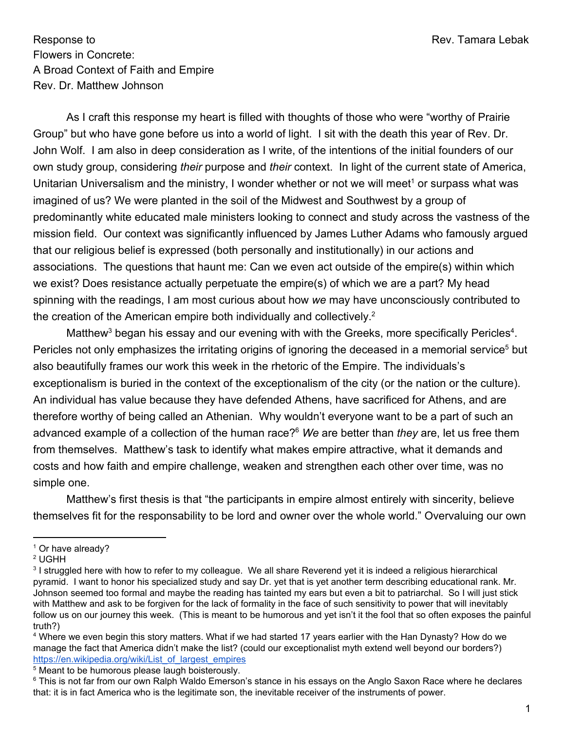Response to
Flowers in Concrete:
A Broad Context of Faith and Empire
Rev. Dr. Matthew Johnson

Rev. Tamara Lebak

As I craft this response my heart is filled with thoughts of those who were "worthy of Prairie Group" but who have gone before us into a world of light. I sit with the death this year of Rev. Dr. John Wolf. I am also in deep consideration as I write, of the intentions of the initial founders of our own study group, considering *their* purpose and *their* context. In light of the current state of America, Unitarian Universalism and the ministry, I wonder whether or not we will meet[1] or surpass what was imagined of us? We were planted in the soil of the Midwest and Southwest by a group of predominantly white educated male ministers looking to connect and study across the vastness of the mission field. Our context was significantly influenced by James Luther Adams who famously argued that our religious belief is expressed (both personally and institutionally) in our actions and associations. The questions that haunt me: Can we even act outside of the empire(s) within which we exist? Does resistance actually perpetuate the empire(s) of which we are a part? My head spinning with the readings, I am most curious about how *we* may have unconsciously contributed to the creation of the American empire both individually and collectively.[2]

Matthew[3] began his essay and our evening with with the Greeks, more specifically Pericles[4]. Pericles not only emphasizes the irritating origins of ignoring the deceased in a memorial service[5] but also beautifully frames our work this week in the rhetoric of the Empire. The individuals's exceptionalism is buried in the context of the exceptionalism of the city (or the nation or the culture). An individual has value because they have defended Athens, have sacrificed for Athens, and are therefore worthy of being called an Athenian. Why wouldn't everyone want to be a part of such an advanced example of a collection of the human race?[6] *We* are better than *they* are, let us free them from themselves. Matthew's task to identify what makes empire attractive, what it demands and costs and how faith and empire challenge, weaken and strengthen each other over time, was no simple one.

Matthew's first thesis is that "the participants in empire almost entirely with sincerity, believe themselves fit for the responsability to be lord and owner over the whole world." Overvaluing our own

---

[1] Or have already?

[2] UGHH

[3] I struggled here with how to refer to my colleague. We all share Reverend yet it is indeed a religious hierarchical pyramid. I want to honor his specialized study and say Dr. yet that is yet another term describing educational rank. Mr. Johnson seemed too formal and maybe the reading has tainted my ears but even a bit to patriarchal. So I will just stick with Matthew and ask to be forgiven for the lack of formality in the face of such sensitivity to power that will inevitably follow us on our journey this week. (This is meant to be humorous and yet isn't it the fool that so often exposes the painful truth?)

[4] Where we even begin this story matters. What if we had started 17 years earlier with the Han Dynasty? How do we manage the fact that America didn't make the list? (could our exceptionalist myth extend well beyond our borders?) https://en.wikipedia.org/wiki/List_of_largest_empires

[5] Meant to be humorous please laugh boisterously.

[6] This is not far from our own Ralph Waldo Emerson's stance in his essays on the Anglo Saxon Race where he declares that: it is in fact America who is the legitimate son, the inevitable receiver of the instruments of power.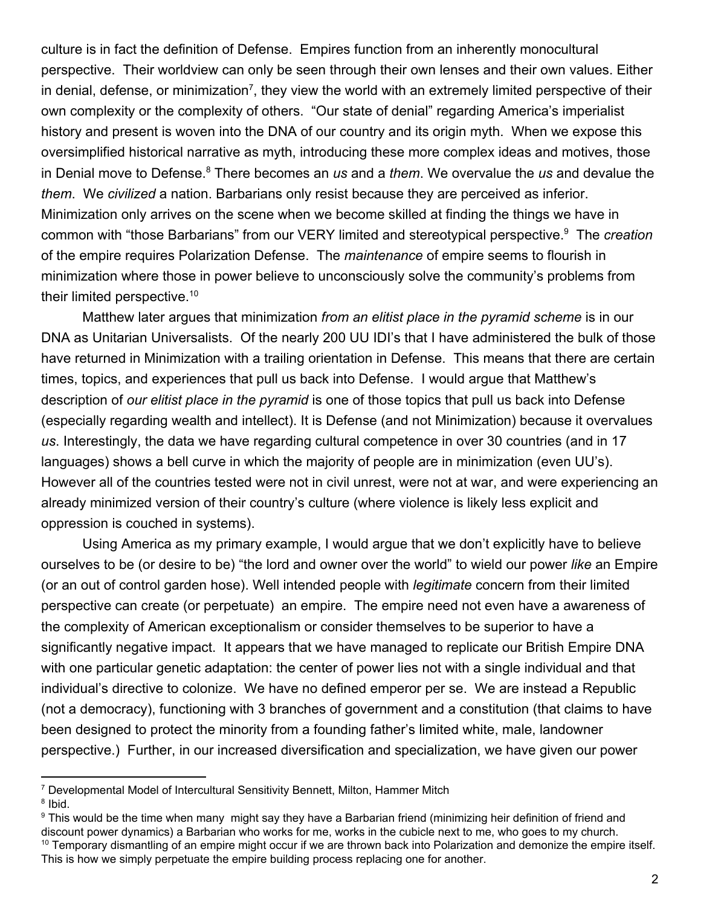culture is in fact the definition of Defense. Empires function from an inherently monocultural perspective. Their worldview can only be seen through their own lenses and their own values. Either in denial, defense, or minimization[7], they view the world with an extremely limited perspective of their own complexity or the complexity of others. "Our state of denial" regarding America's imperialist history and present is woven into the DNA of our country and its origin myth. When we expose this oversimplified historical narrative as myth, introducing these more complex ideas and motives, those in Denial move to Defense.[8] There becomes an *us* and a *them*. We overvalue the *us* and devalue the *them*. We *civilized* a nation. Barbarians only resist because they are perceived as inferior. Minimization only arrives on the scene when we become skilled at finding the things we have in common with "those Barbarians" from our VERY limited and stereotypical perspective.[9] The *creation* of the empire requires Polarization Defense. The *maintenance* of empire seems to flourish in minimization where those in power believe to unconsciously solve the community's problems from their limited perspective.[10]

Matthew later argues that minimization *from an elitist place in the pyramid scheme* is in our DNA as Unitarian Universalists. Of the nearly 200 UU IDI's that I have administered the bulk of those have returned in Minimization with a trailing orientation in Defense. This means that there are certain times, topics, and experiences that pull us back into Defense. I would argue that Matthew's description of *our elitist place in the pyramid* is one of those topics that pull us back into Defense (especially regarding wealth and intellect). It is Defense (and not Minimization) because it overvalues *us*. Interestingly, the data we have regarding cultural competence in over 30 countries (and in 17 languages) shows a bell curve in which the majority of people are in minimization (even UU's). However all of the countries tested were not in civil unrest, were not at war, and were experiencing an already minimized version of their country's culture (where violence is likely less explicit and oppression is couched in systems).

Using America as my primary example, I would argue that we don't explicitly have to believe ourselves to be (or desire to be) "the lord and owner over the world" to wield our power *like* an Empire (or an out of control garden hose). Well intended people with *legitimate* concern from their limited perspective can create (or perpetuate) an empire. The empire need not even have a awareness of the complexity of American exceptionalism or consider themselves to be superior to have a significantly negative impact. It appears that we have managed to replicate our British Empire DNA with one particular genetic adaptation: the center of power lies not with a single individual and that individual's directive to colonize. We have no defined emperor per se. We are instead a Republic (not a democracy), functioning with 3 branches of government and a constitution (that claims to have been designed to protect the minority from a founding father's limited white, male, landowner perspective.) Further, in our increased diversification and specialization, we have given our power

---

[7] Developmental Model of Intercultural Sensitivity Bennett, Milton, Hammer Mitch

[8] Ibid.

[9] This would be the time when many might say they have a Barbarian friend (minimizing heir definition of friend and discount power dynamics) a Barbarian who works for me, works in the cubicle next to me, who goes to my church.

[10] Temporary dismantling of an empire might occur if we are thrown back into Polarization and demonize the empire itself. This is how we simply perpetuate the empire building process replacing one for another.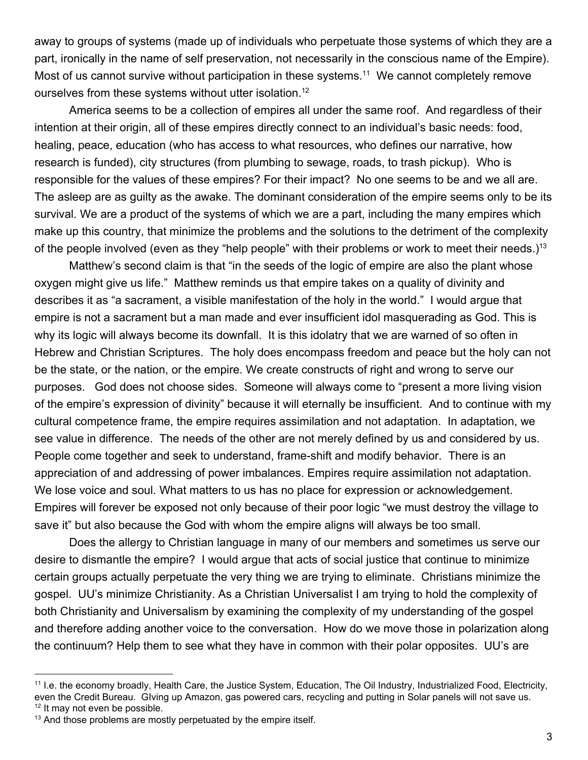away to groups of systems (made up of individuals who perpetuate those systems of which they are a part, ironically in the name of self preservation, not necessarily in the conscious name of the Empire). Most of us cannot survive without participation in these systems.[11] We cannot completely remove ourselves from these systems without utter isolation.[12]

America seems to be a collection of empires all under the same roof. And regardless of their intention at their origin, all of these empires directly connect to an individual's basic needs: food, healing, peace, education (who has access to what resources, who defines our narrative, how research is funded), city structures (from plumbing to sewage, roads, to trash pickup). Who is responsible for the values of these empires? For their impact? No one seems to be and we all are. The asleep are as guilty as the awake. The dominant consideration of the empire seems only to be its survival. We are a product of the systems of which we are a part, including the many empires which make up this country, that minimize the problems and the solutions to the detriment of the complexity of the people involved (even as they "help people" with their problems or work to meet their needs.)[13]

Matthew's second claim is that "in the seeds of the logic of empire are also the plant whose oxygen might give us life." Matthew reminds us that empire takes on a quality of divinity and describes it as "a sacrament, a visible manifestation of the holy in the world." I would argue that empire is not a sacrament but a man made and ever insufficient idol masquerading as God. This is why its logic will always become its downfall. It is this idolatry that we are warned of so often in Hebrew and Christian Scriptures. The holy does encompass freedom and peace but the holy can not be the state, or the nation, or the empire. We create constructs of right and wrong to serve our purposes. God does not choose sides. Someone will always come to "present a more living vision of the empire's expression of divinity" because it will eternally be insufficient. And to continue with my cultural competence frame, the empire requires assimilation and not adaptation. In adaptation, we see value in difference. The needs of the other are not merely defined by us and considered by us. People come together and seek to understand, frame-shift and modify behavior. There is an appreciation of and addressing of power imbalances. Empires require assimilation not adaptation. We lose voice and soul. What matters to us has no place for expression or acknowledgement. Empires will forever be exposed not only because of their poor logic "we must destroy the village to save it" but also because the God with whom the empire aligns will always be too small.

Does the allergy to Christian language in many of our members and sometimes us serve our desire to dismantle the empire? I would argue that acts of social justice that continue to minimize certain groups actually perpetuate the very thing we are trying to eliminate. Christians minimize the gospel. UU's minimize Christianity. As a Christian Universalist I am trying to hold the complexity of both Christianity and Universalism by examining the complexity of my understanding of the gospel and therefore adding another voice to the conversation. How do we move those in polarization along the continuum? Help them to see what they have in common with their polar opposites. UU's are

---

[11] I.e. the economy broadly, Health Care, the Justice System, Education, The Oil Industry, Industrialized Food, Electricity, even the Credit Bureau. GIving up Amazon, gas powered cars, recycling and putting in Solar panels will not save us.

[12] It may not even be possible.

[13] And those problems are mostly perpetuated by the empire itself.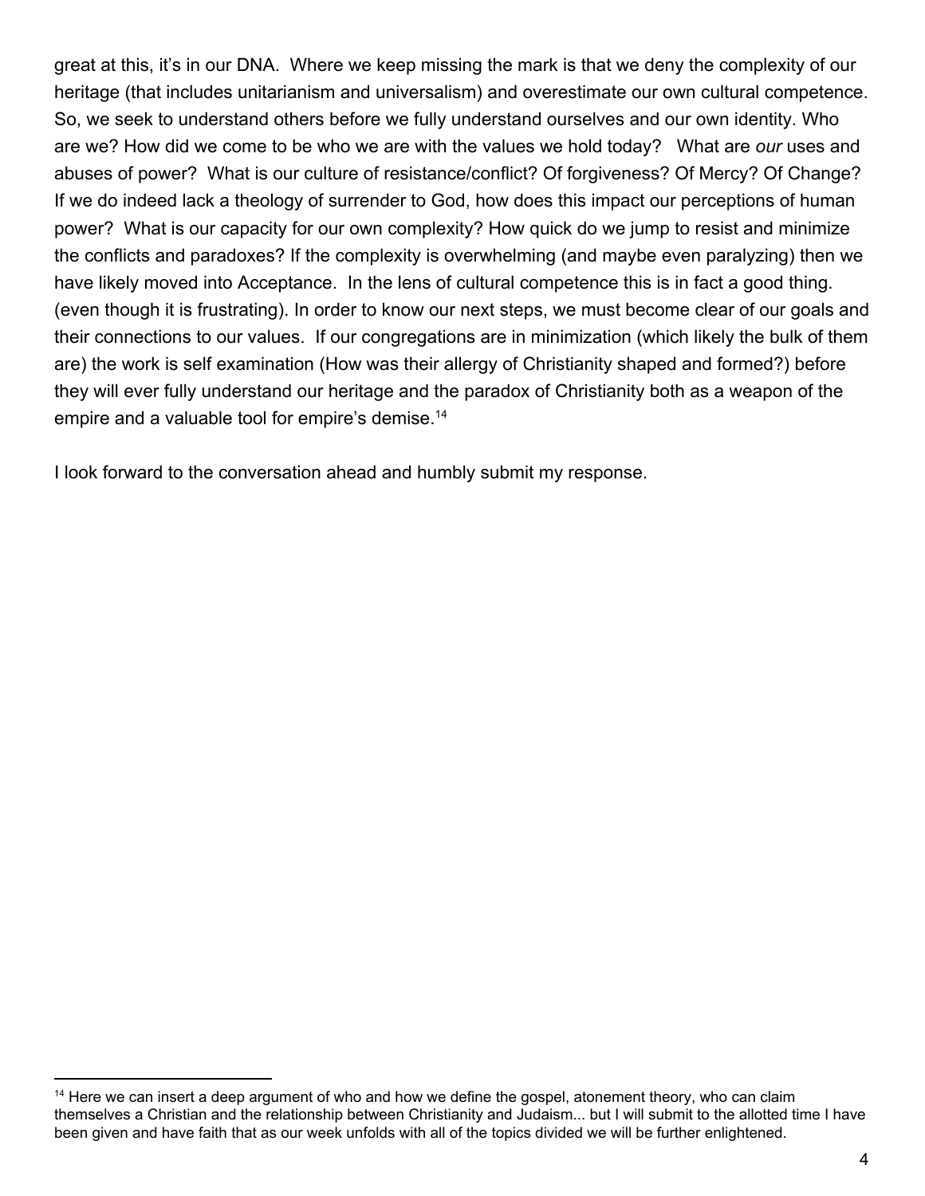great at this, it's in our DNA. Where we keep missing the mark is that we deny the complexity of our heritage (that includes unitarianism and universalism) and overestimate our own cultural competence. So, we seek to understand others before we fully understand ourselves and our own identity. Who are we? How did we come to be who we are with the values we hold today? What are *our* uses and abuses of power? What is our culture of resistance/conflict? Of forgiveness? Of Mercy? Of Change? If we do indeed lack a theology of surrender to God, how does this impact our perceptions of human power? What is our capacity for our own complexity? How quick do we jump to resist and minimize the conflicts and paradoxes? If the complexity is overwhelming (and maybe even paralyzing) then we have likely moved into Acceptance. In the lens of cultural competence this is in fact a good thing. (even though it is frustrating). In order to know our next steps, we must become clear of our goals and their connections to our values. If our congregations are in minimization (which likely the bulk of them are) the work is self examination (How was their allergy of Christianity shaped and formed?) before they will ever fully understand our heritage and the paradox of Christianity both as a weapon of the empire and a valuable tool for empire's demise.[14]

I look forward to the conversation ahead and humbly submit my response.

---

[14] Here we can insert a deep argument of who and how we define the gospel, atonement theory, who can claim themselves a Christian and the relationship between Christianity and Judaism... but I will submit to the allotted time I have been given and have faith that as our week unfolds with all of the topics divided we will be further enlightened.